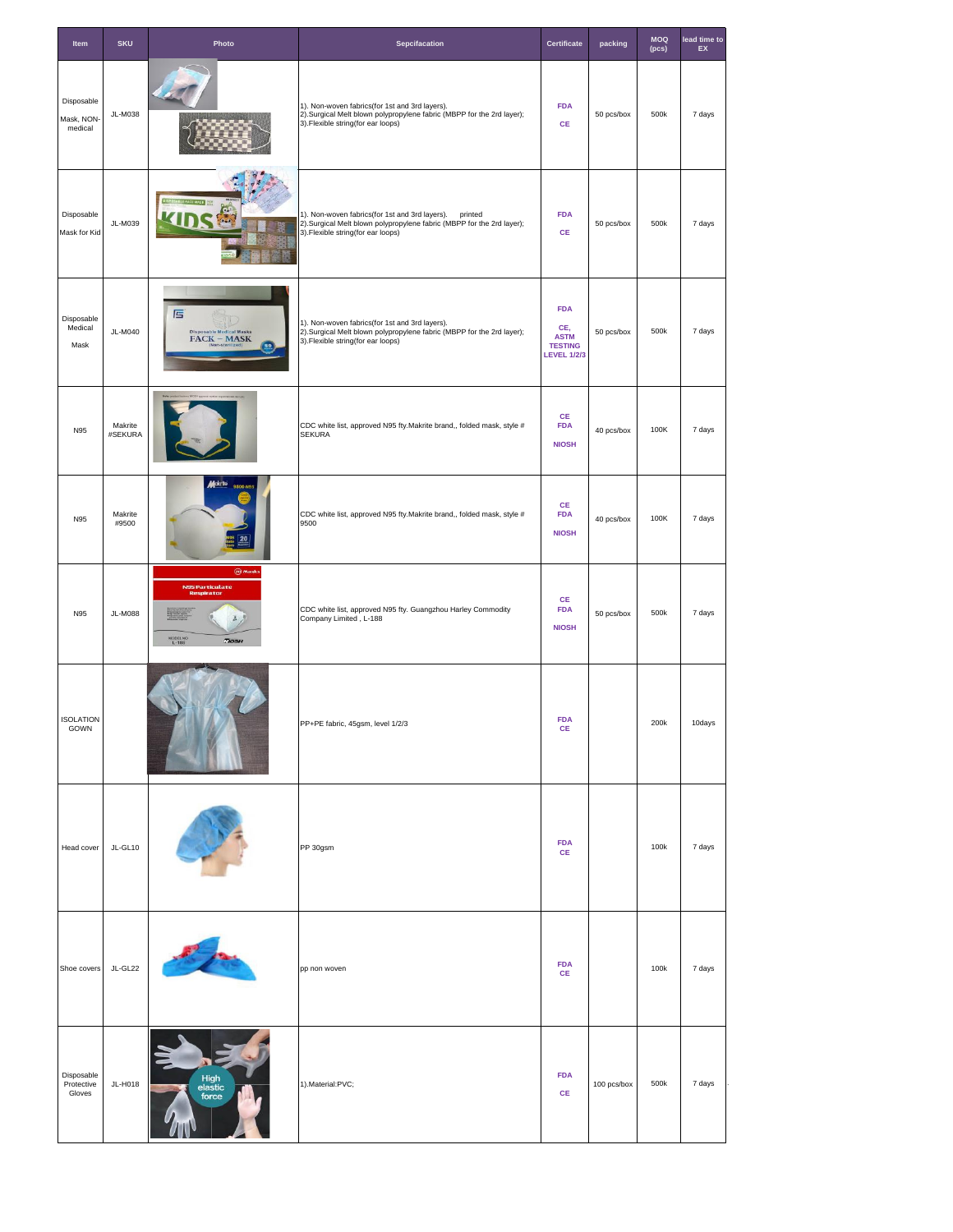| Item | SKU | Photo | Sepcifacation | Certificate | packing | MOQ (pcs) | lead time to EX |
|---|---|---|---|---|---|---|---|
| Disposable Mask, NON-medical | JL-M038 | | 1). Non-woven fabrics(for 1st and 3rd layers).<br>2).Surgical Melt blown polypropylene fabric (MBPP for the 2rd layer);<br>3).Flexible string(for ear loops) | FDA<br>CE | 50 pcs/box | 500k | 7 days |
| Disposable Mask for Kid | JL-M039 | | 1). Non-woven fabrics(for 1st and 3rd layers). printed<br>2).Surgical Melt blown polypropylene fabric (MBPP for the 2rd layer);<br>3).Flexible string(for ear loops) | FDA<br>CE | 50 pcs/box | 500k | 7 days |
| Disposable Medical Mask | JL-M040 | | 1). Non-woven fabrics(for 1st and 3rd layers).<br>2).Surgical Melt blown polypropylene fabric (MBPP for the 2rd layer);<br>3).Flexible string(for ear loops) | FDA<br>CE, ASTM TESTING LEVEL 1/2/3 | 50 pcs/box | 500k | 7 days |
| N95 | Makrite #SEKURA | | CDC white list, approved N95 fty.Makrite brand., folded mask, style # SEKURA | CE<br>FDA<br>NIOSH | 40 pcs/box | 100K | 7 days |
| N95 | Makrite #9500 | | CDC white list, approved N95 fty.Makrite brand., folded mask, style # 9500 | CE<br>FDA<br>NIOSH | 40 pcs/box | 100K | 7 days |
| N95 | JL-M088 | | CDC white list, approved N95 fty. Guangzhou Harley Commodity Company Limited , L-188 | CE<br>FDA<br>NIOSH | 50 pcs/box | 500k | 7 days |
| ISOLATION GOWN | | | PP+PE fabric, 45gsm, level 1/2/3 | FDA<br>CE | | 200k | 10days |
| Head cover | JL-GL10 | | PP 30gsm | FDA<br>CE | | 100k | 7 days |
| Shoe covers | JL-GL22 | | pp non woven | FDA<br>CE | | 100k | 7 days |
| Disposable Protective Gloves | JL-H018 | | 1).Material:PVC; | FDA<br>CE | 100 pcs/box | 500k | 7 days |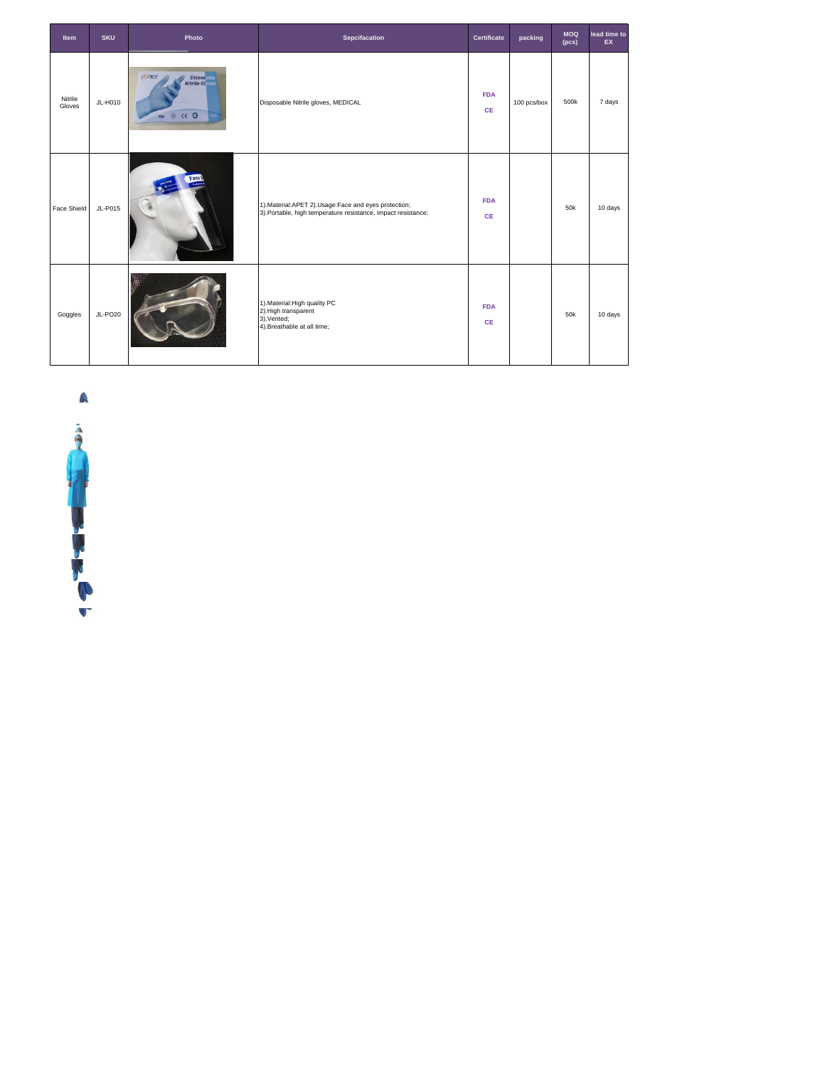| Item | SKU | Photo | Sepcifacation | Certificate | packing | MOQ (pcs) | lead time to EX |
| --- | --- | --- | --- | --- | --- | --- | --- |
| Nitrile Gloves | JL-H010 | | Disposable Nitrile gloves, MEDICAL | FDA<br>CE | 100 pcs/box | 500k | 7 days |
| Face Shield | JL-P015 | | 1).Material:APET 2).Usage:Face and eyes protection;<br>3).Portable, high temperature resistance, impact resistance; | FDA<br>CE | | 50k | 10 days |
| Goggles | JL-PO20 | | 1).Material:High quality PC<br>2).High transparent<br>3).Vented;<br>4).Breathable at all time; | FDA<br>CE | | 50k | 10 days |